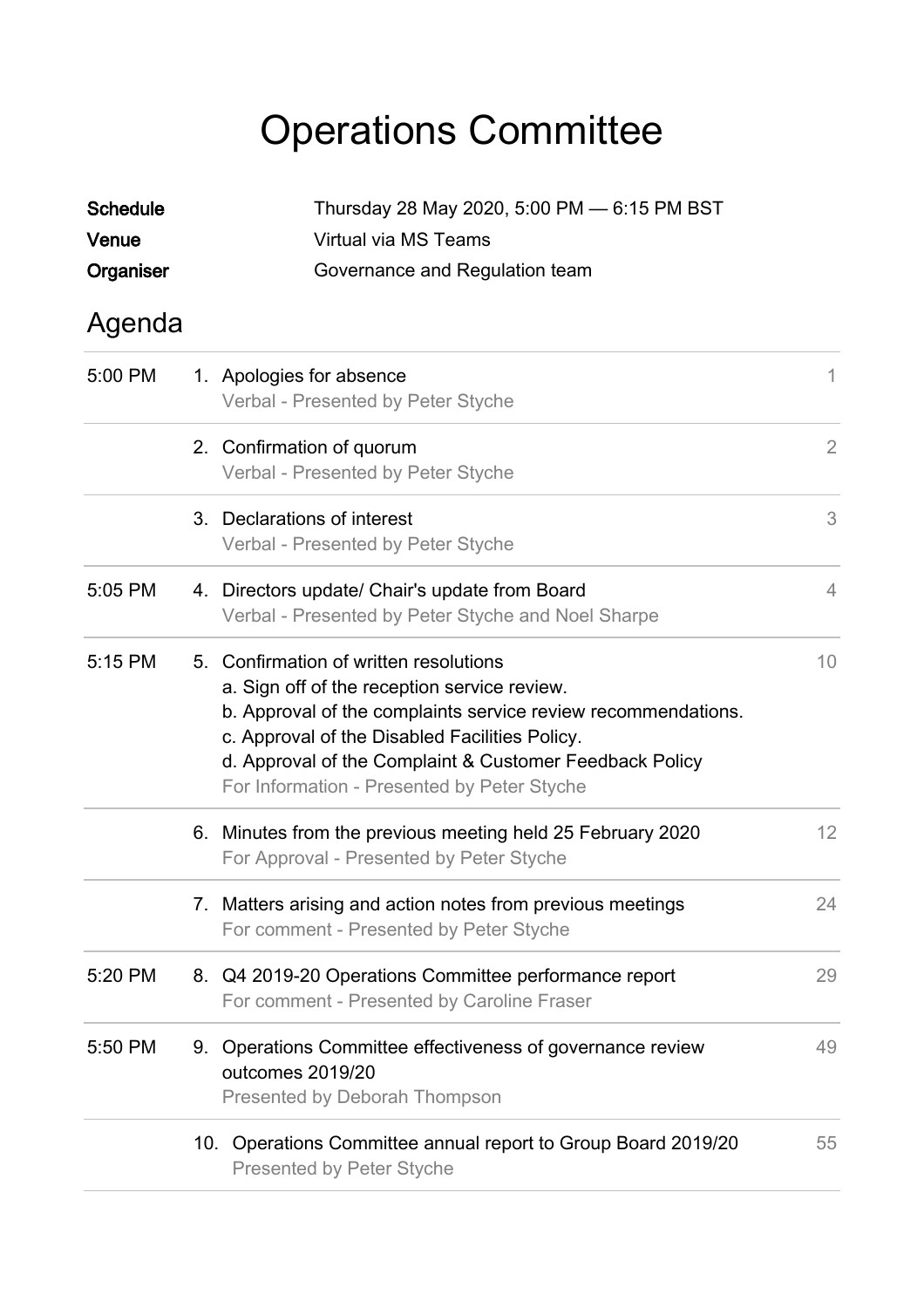# Operations Committee

**Schedule** Thursday 28 May 2020, 5:00 PM — 6:15 PM BST

**Venue** Virtual via MS Teams

**Organiser** Governance and Regulation team

## Agenda

| Time | Item | Page |
|---|---|---|
| 5:00 PM | 1. Apologies for absence<br>Verbal - Presented by Peter Styche | 1 |
| | 2. Confirmation of quorum<br>Verbal - Presented by Peter Styche | 2 |
| | 3. Declarations of interest<br>Verbal - Presented by Peter Styche | 3 |
| 5:05 PM | 4. Directors update/ Chair's update from Board<br>Verbal - Presented by Peter Styche and Noel Sharpe | 4 |
| 5:15 PM | 5. Confirmation of written resolutions<br>a. Sign off of the reception service review.<br>b. Approval of the complaints service review recommendations.<br>c. Approval of the Disabled Facilities Policy.<br>d. Approval of the Complaint & Customer Feedback Policy<br>For Information - Presented by Peter Styche | 10 |
| | 6. Minutes from the previous meeting held 25 February 2020<br>For Approval - Presented by Peter Styche | 12 |
| | 7. Matters arising and action notes from previous meetings<br>For comment - Presented by Peter Styche | 24 |
| 5:20 PM | 8. Q4 2019-20 Operations Committee performance report<br>For comment - Presented by Caroline Fraser | 29 |
| 5:50 PM | 9. Operations Committee effectiveness of governance review outcomes 2019/20<br>Presented by Deborah Thompson | 49 |
| | 10. Operations Committee annual report to Group Board 2019/20<br>Presented by Peter Styche | 55 |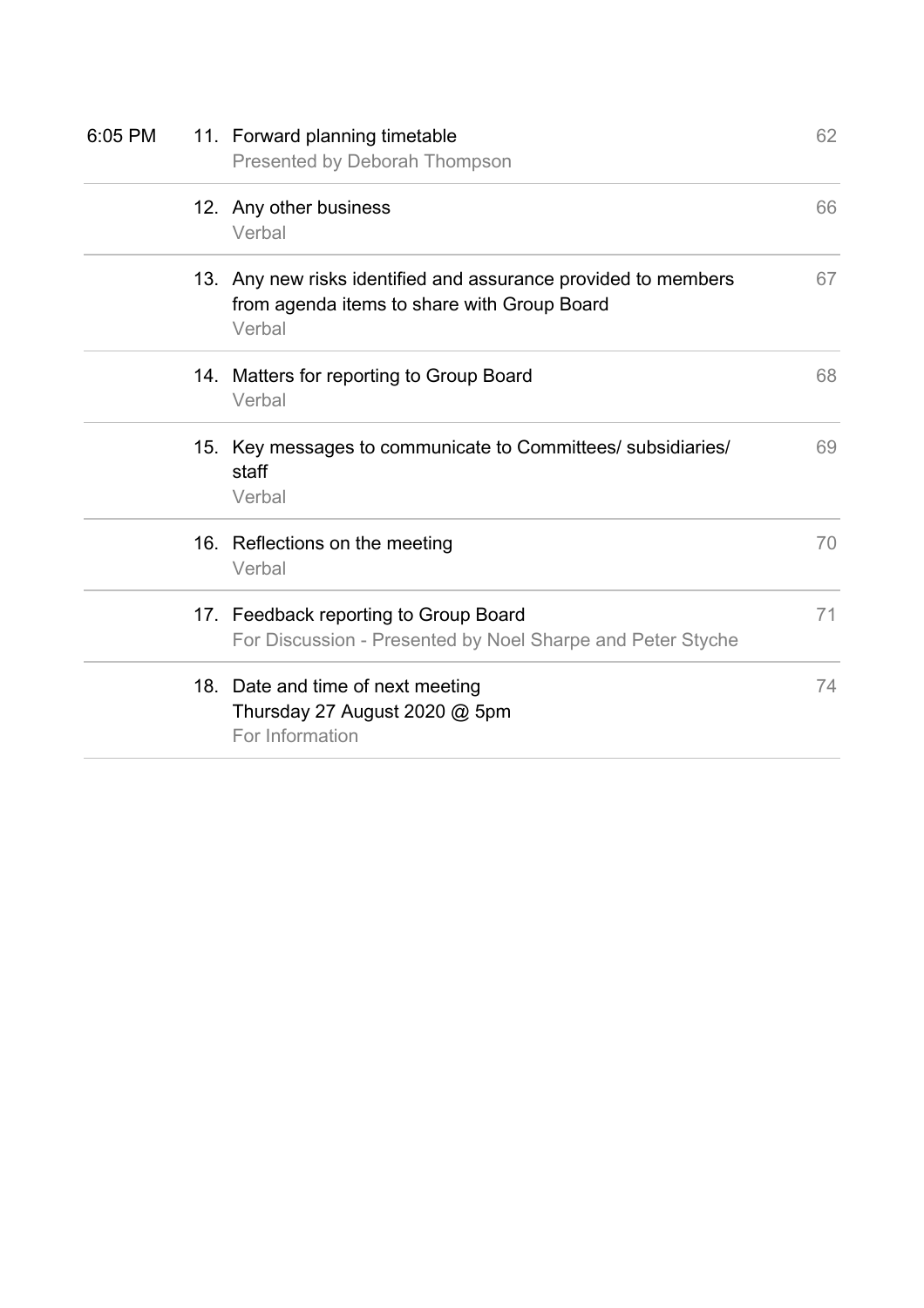| | | | |
|---|---|---|---|
| 6:05 PM | 11. | Forward planning timetable<br>Presented by Deborah Thompson | 62 |
| | 12. | Any other business<br>Verbal | 66 |
| | 13. | Any new risks identified and assurance provided to members from agenda items to share with Group Board<br>Verbal | 67 |
| | 14. | Matters for reporting to Group Board<br>Verbal | 68 |
| | 15. | Key messages to communicate to Committees/ subsidiaries/ staff<br>Verbal | 69 |
| | 16. | Reflections on the meeting<br>Verbal | 70 |
| | 17. | Feedback reporting to Group Board<br>For Discussion - Presented by Noel Sharpe and Peter Styche | 71 |
| | 18. | Date and time of next meeting<br>Thursday 27 August 2020 @ 5pm<br>For Information | 74 |